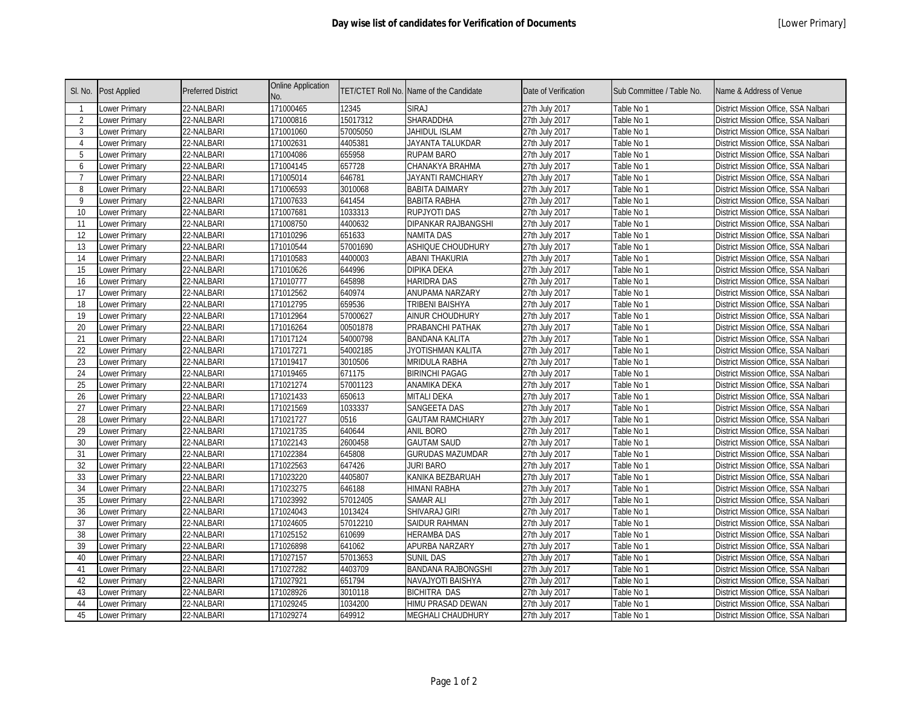# Day wise list of candidates for Verification of Documents

[Lower Primary]

| Sl. No. | Post Applied | Preferred District | Online Application No. | TET/CTET Roll No. | Name of the Candidate | Date of Verification | Sub Committee / Table No. | Name & Address of Venue |
|---|---|---|---|---|---|---|---|---|
| 1 | Lower Primary | 22-NALBARI | 171000465 | 12345 | SIRAJ | 27th July 2017 | Table No 1 | District Mission Office, SSA Nalbari |
| 2 | Lower Primary | 22-NALBARI | 171000816 | 15017312 | SHARADDHA | 27th July 2017 | Table No 1 | District Mission Office, SSA Nalbari |
| 3 | Lower Primary | 22-NALBARI | 171001060 | 57005050 | JAHIDUL ISLAM | 27th July 2017 | Table No 1 | District Mission Office, SSA Nalbari |
| 4 | Lower Primary | 22-NALBARI | 171002631 | 4405381 | JAYANTA TALUKDAR | 27th July 2017 | Table No 1 | District Mission Office, SSA Nalbari |
| 5 | Lower Primary | 22-NALBARI | 171004086 | 655958 | RUPAM BARO | 27th July 2017 | Table No 1 | District Mission Office, SSA Nalbari |
| 6 | Lower Primary | 22-NALBARI | 171004145 | 657728 | CHANAKYA BRAHMA | 27th July 2017 | Table No 1 | District Mission Office, SSA Nalbari |
| 7 | Lower Primary | 22-NALBARI | 171005014 | 646781 | JAYANTI RAMCHIARY | 27th July 2017 | Table No 1 | District Mission Office, SSA Nalbari |
| 8 | Lower Primary | 22-NALBARI | 171006593 | 3010068 | BABITA DAIMARY | 27th July 2017 | Table No 1 | District Mission Office, SSA Nalbari |
| 9 | Lower Primary | 22-NALBARI | 171007633 | 641454 | BABITA RABHA | 27th July 2017 | Table No 1 | District Mission Office, SSA Nalbari |
| 10 | Lower Primary | 22-NALBARI | 171007681 | 1033313 | RUPJYOTI DAS | 27th July 2017 | Table No 1 | District Mission Office, SSA Nalbari |
| 11 | Lower Primary | 22-NALBARI | 171008750 | 4400632 | DIPANKAR RAJBANGSHI | 27th July 2017 | Table No 1 | District Mission Office, SSA Nalbari |
| 12 | Lower Primary | 22-NALBARI | 171010296 | 651633 | NAMITA DAS | 27th July 2017 | Table No 1 | District Mission Office, SSA Nalbari |
| 13 | Lower Primary | 22-NALBARI | 171010544 | 57001690 | ASHIQUE CHOUDHURY | 27th July 2017 | Table No 1 | District Mission Office, SSA Nalbari |
| 14 | Lower Primary | 22-NALBARI | 171010583 | 4400003 | ABANI THAKURIA | 27th July 2017 | Table No 1 | District Mission Office, SSA Nalbari |
| 15 | Lower Primary | 22-NALBARI | 171010626 | 644996 | DIPIKA DEKA | 27th July 2017 | Table No 1 | District Mission Office, SSA Nalbari |
| 16 | Lower Primary | 22-NALBARI | 171010777 | 645898 | HARIDRA DAS | 27th July 2017 | Table No 1 | District Mission Office, SSA Nalbari |
| 17 | Lower Primary | 22-NALBARI | 171012562 | 640974 | ANUPAMA NARZARY | 27th July 2017 | Table No 1 | District Mission Office, SSA Nalbari |
| 18 | Lower Primary | 22-NALBARI | 171012795 | 659536 | TRIBENI BAISHYA | 27th July 2017 | Table No 1 | District Mission Office, SSA Nalbari |
| 19 | Lower Primary | 22-NALBARI | 171012964 | 57000627 | AINUR CHOUDHURY | 27th July 2017 | Table No 1 | District Mission Office, SSA Nalbari |
| 20 | Lower Primary | 22-NALBARI | 171016264 | 00501878 | PRABANCHI PATHAK | 27th July 2017 | Table No 1 | District Mission Office, SSA Nalbari |
| 21 | Lower Primary | 22-NALBARI | 171017124 | 54000798 | BANDANA KALITA | 27th July 2017 | Table No 1 | District Mission Office, SSA Nalbari |
| 22 | Lower Primary | 22-NALBARI | 171017271 | 54002185 | JYOTISHMAN KALITA | 27th July 2017 | Table No 1 | District Mission Office, SSA Nalbari |
| 23 | Lower Primary | 22-NALBARI | 171019417 | 3010506 | MRIDULA RABHA | 27th July 2017 | Table No 1 | District Mission Office, SSA Nalbari |
| 24 | Lower Primary | 22-NALBARI | 171019465 | 671175 | BIRINCHI PAGAG | 27th July 2017 | Table No 1 | District Mission Office, SSA Nalbari |
| 25 | Lower Primary | 22-NALBARI | 171021274 | 57001123 | ANAMIKA DEKA | 27th July 2017 | Table No 1 | District Mission Office, SSA Nalbari |
| 26 | Lower Primary | 22-NALBARI | 171021433 | 650613 | MITALI DEKA | 27th July 2017 | Table No 1 | District Mission Office, SSA Nalbari |
| 27 | Lower Primary | 22-NALBARI | 171021569 | 1033337 | SANGEETA DAS | 27th July 2017 | Table No 1 | District Mission Office, SSA Nalbari |
| 28 | Lower Primary | 22-NALBARI | 171021727 | 0516 | GAUTAM RAMCHIARY | 27th July 2017 | Table No 1 | District Mission Office, SSA Nalbari |
| 29 | Lower Primary | 22-NALBARI | 171021735 | 640644 | ANIL BORO | 27th July 2017 | Table No 1 | District Mission Office, SSA Nalbari |
| 30 | Lower Primary | 22-NALBARI | 171022143 | 2600458 | GAUTAM SAUD | 27th July 2017 | Table No 1 | District Mission Office, SSA Nalbari |
| 31 | Lower Primary | 22-NALBARI | 171022384 | 645808 | GURUDAS MAZUMDAR | 27th July 2017 | Table No 1 | District Mission Office, SSA Nalbari |
| 32 | Lower Primary | 22-NALBARI | 171022563 | 647426 | JURI BARO | 27th July 2017 | Table No 1 | District Mission Office, SSA Nalbari |
| 33 | Lower Primary | 22-NALBARI | 171023220 | 4405807 | KANIKA BEZBARUAH | 27th July 2017 | Table No 1 | District Mission Office, SSA Nalbari |
| 34 | Lower Primary | 22-NALBARI | 171023275 | 646188 | HIMANI RABHA | 27th July 2017 | Table No 1 | District Mission Office, SSA Nalbari |
| 35 | Lower Primary | 22-NALBARI | 171023992 | 57012405 | SAMAR ALI | 27th July 2017 | Table No 1 | District Mission Office, SSA Nalbari |
| 36 | Lower Primary | 22-NALBARI | 171024043 | 1013424 | SHIVARAJ GIRI | 27th July 2017 | Table No 1 | District Mission Office, SSA Nalbari |
| 37 | Lower Primary | 22-NALBARI | 171024605 | 57012210 | SAIDUR RAHMAN | 27th July 2017 | Table No 1 | District Mission Office, SSA Nalbari |
| 38 | Lower Primary | 22-NALBARI | 171025152 | 610699 | HERAMBA DAS | 27th July 2017 | Table No 1 | District Mission Office, SSA Nalbari |
| 39 | Lower Primary | 22-NALBARI | 171026898 | 641062 | APURBA NARZARY | 27th July 2017 | Table No 1 | District Mission Office, SSA Nalbari |
| 40 | Lower Primary | 22-NALBARI | 171027157 | 57013653 | SUNIL DAS | 27th July 2017 | Table No 1 | District Mission Office, SSA Nalbari |
| 41 | Lower Primary | 22-NALBARI | 171027282 | 4403709 | BANDANA RAJBONGSHI | 27th July 2017 | Table No 1 | District Mission Office, SSA Nalbari |
| 42 | Lower Primary | 22-NALBARI | 171027921 | 651794 | NAVAJYOTI BAISHYA | 27th July 2017 | Table No 1 | District Mission Office, SSA Nalbari |
| 43 | Lower Primary | 22-NALBARI | 171028926 | 3010118 | BICHITRA DAS | 27th July 2017 | Table No 1 | District Mission Office, SSA Nalbari |
| 44 | Lower Primary | 22-NALBARI | 171029245 | 1034200 | HIMU PRASAD DEWAN | 27th July 2017 | Table No 1 | District Mission Office, SSA Nalbari |
| 45 | Lower Primary | 22-NALBARI | 171029274 | 649912 | MEGHALI CHAUDHURY | 27th July 2017 | Table No 1 | District Mission Office, SSA Nalbari |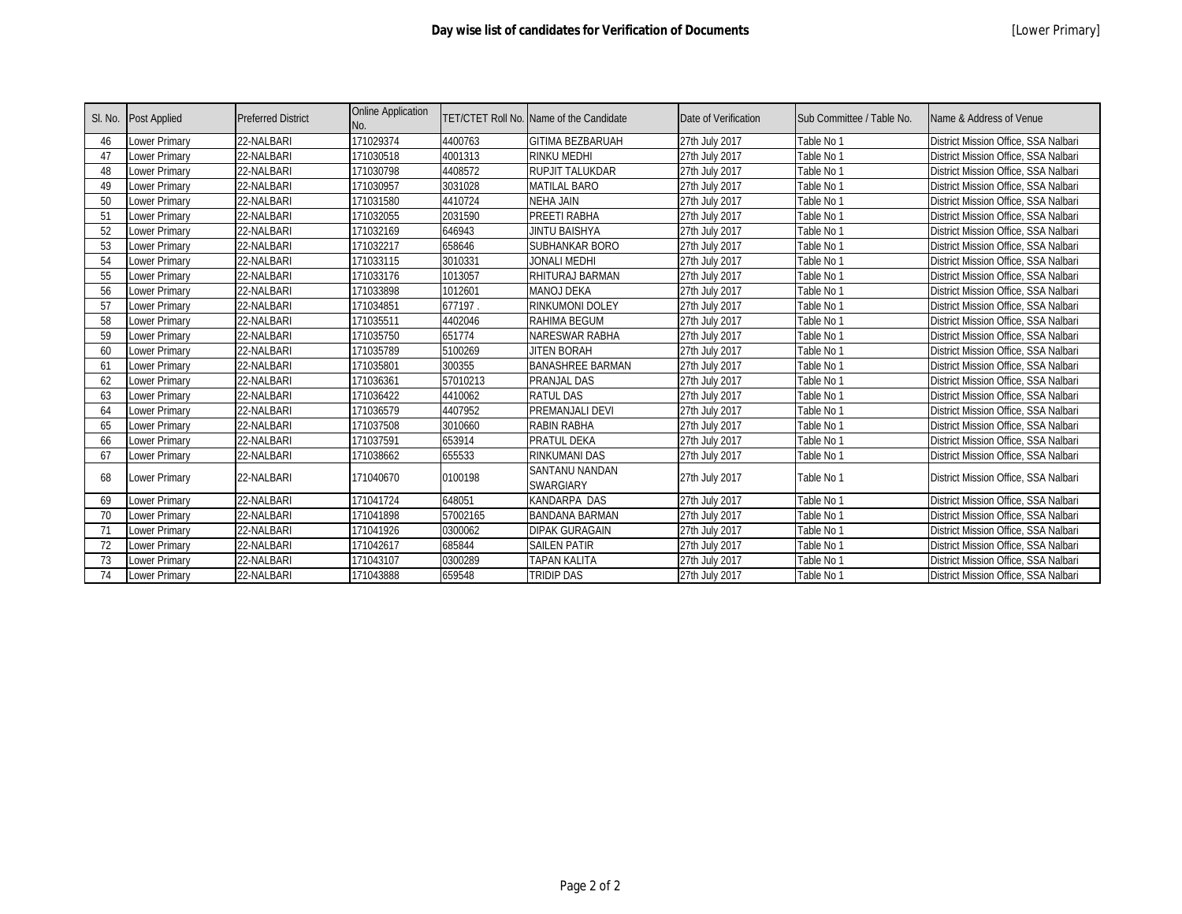**Day wise list of candidates for Verification of Documents** [Lower Primary]

| Sl. No. | Post Applied | Preferred District | Online Application No. | TET/CTET Roll No. | Name of the Candidate | Date of Verification | Sub Committee / Table No. | Name & Address of Venue |
|---|---|---|---|---|---|---|---|---|
| 46 | Lower Primary | 22-NALBARI | 171029374 | 4400763 | GITIMA BEZBARUAH | 27th July 2017 | Table No 1 | District Mission Office, SSA Nalbari |
| 47 | Lower Primary | 22-NALBARI | 171030518 | 4001313 | RINKU MEDHI | 27th July 2017 | Table No 1 | District Mission Office, SSA Nalbari |
| 48 | Lower Primary | 22-NALBARI | 171030798 | 4408572 | RUPJIT TALUKDAR | 27th July 2017 | Table No 1 | District Mission Office, SSA Nalbari |
| 49 | Lower Primary | 22-NALBARI | 171030957 | 3031028 | MATILAL BARO | 27th July 2017 | Table No 1 | District Mission Office, SSA Nalbari |
| 50 | Lower Primary | 22-NALBARI | 171031580 | 4410724 | NEHA JAIN | 27th July 2017 | Table No 1 | District Mission Office, SSA Nalbari |
| 51 | Lower Primary | 22-NALBARI | 171032055 | 2031590 | PREETI RABHA | 27th July 2017 | Table No 1 | District Mission Office, SSA Nalbari |
| 52 | Lower Primary | 22-NALBARI | 171032169 | 646943 | JINTU BAISHYA | 27th July 2017 | Table No 1 | District Mission Office, SSA Nalbari |
| 53 | Lower Primary | 22-NALBARI | 171032217 | 658646 | SUBHANKAR BORO | 27th July 2017 | Table No 1 | District Mission Office, SSA Nalbari |
| 54 | Lower Primary | 22-NALBARI | 171033115 | 3010331 | JONALI MEDHI | 27th July 2017 | Table No 1 | District Mission Office, SSA Nalbari |
| 55 | Lower Primary | 22-NALBARI | 171033176 | 1013057 | RHITURAJ BARMAN | 27th July 2017 | Table No 1 | District Mission Office, SSA Nalbari |
| 56 | Lower Primary | 22-NALBARI | 171033898 | 1012601 | MANOJ DEKA | 27th July 2017 | Table No 1 | District Mission Office, SSA Nalbari |
| 57 | Lower Primary | 22-NALBARI | 171034851 | 677197 . | RINKUMONI DOLEY | 27th July 2017 | Table No 1 | District Mission Office, SSA Nalbari |
| 58 | Lower Primary | 22-NALBARI | 171035511 | 4402046 | RAHIMA BEGUM | 27th July 2017 | Table No 1 | District Mission Office, SSA Nalbari |
| 59 | Lower Primary | 22-NALBARI | 171035750 | 651774 | NARESWAR RABHA | 27th July 2017 | Table No 1 | District Mission Office, SSA Nalbari |
| 60 | Lower Primary | 22-NALBARI | 171035789 | 5100269 | JITEN BORAH | 27th July 2017 | Table No 1 | District Mission Office, SSA Nalbari |
| 61 | Lower Primary | 22-NALBARI | 171035801 | 300355 | BANASHREE BARMAN | 27th July 2017 | Table No 1 | District Mission Office, SSA Nalbari |
| 62 | Lower Primary | 22-NALBARI | 171036361 | 57010213 | PRANJAL DAS | 27th July 2017 | Table No 1 | District Mission Office, SSA Nalbari |
| 63 | Lower Primary | 22-NALBARI | 171036422 | 4410062 | RATUL DAS | 27th July 2017 | Table No 1 | District Mission Office, SSA Nalbari |
| 64 | Lower Primary | 22-NALBARI | 171036579 | 4407952 | PREMANJALI DEVI | 27th July 2017 | Table No 1 | District Mission Office, SSA Nalbari |
| 65 | Lower Primary | 22-NALBARI | 171037508 | 3010660 | RABIN RABHA | 27th July 2017 | Table No 1 | District Mission Office, SSA Nalbari |
| 66 | Lower Primary | 22-NALBARI | 171037591 | 653914 | PRATUL DEKA | 27th July 2017 | Table No 1 | District Mission Office, SSA Nalbari |
| 67 | Lower Primary | 22-NALBARI | 171038662 | 655533 | RINKUMANI DAS | 27th July 2017 | Table No 1 | District Mission Office, SSA Nalbari |
| 68 | Lower Primary | 22-NALBARI | 171040670 | 0100198 | SANTANU NANDAN SWARGIARY | 27th July 2017 | Table No 1 | District Mission Office, SSA Nalbari |
| 69 | Lower Primary | 22-NALBARI | 171041724 | 648051 | KANDARPA DAS | 27th July 2017 | Table No 1 | District Mission Office, SSA Nalbari |
| 70 | Lower Primary | 22-NALBARI | 171041898 | 57002165 | BANDANA BARMAN | 27th July 2017 | Table No 1 | District Mission Office, SSA Nalbari |
| 71 | Lower Primary | 22-NALBARI | 171041926 | 0300062 | DIPAK GURAGAIN | 27th July 2017 | Table No 1 | District Mission Office, SSA Nalbari |
| 72 | Lower Primary | 22-NALBARI | 171042617 | 685844 | SAILEN PATIR | 27th July 2017 | Table No 1 | District Mission Office, SSA Nalbari |
| 73 | Lower Primary | 22-NALBARI | 171043107 | 0300289 | TAPAN KALITA | 27th July 2017 | Table No 1 | District Mission Office, SSA Nalbari |
| 74 | Lower Primary | 22-NALBARI | 171043888 | 659548 | TRIDIP DAS | 27th July 2017 | Table No 1 | District Mission Office, SSA Nalbari |